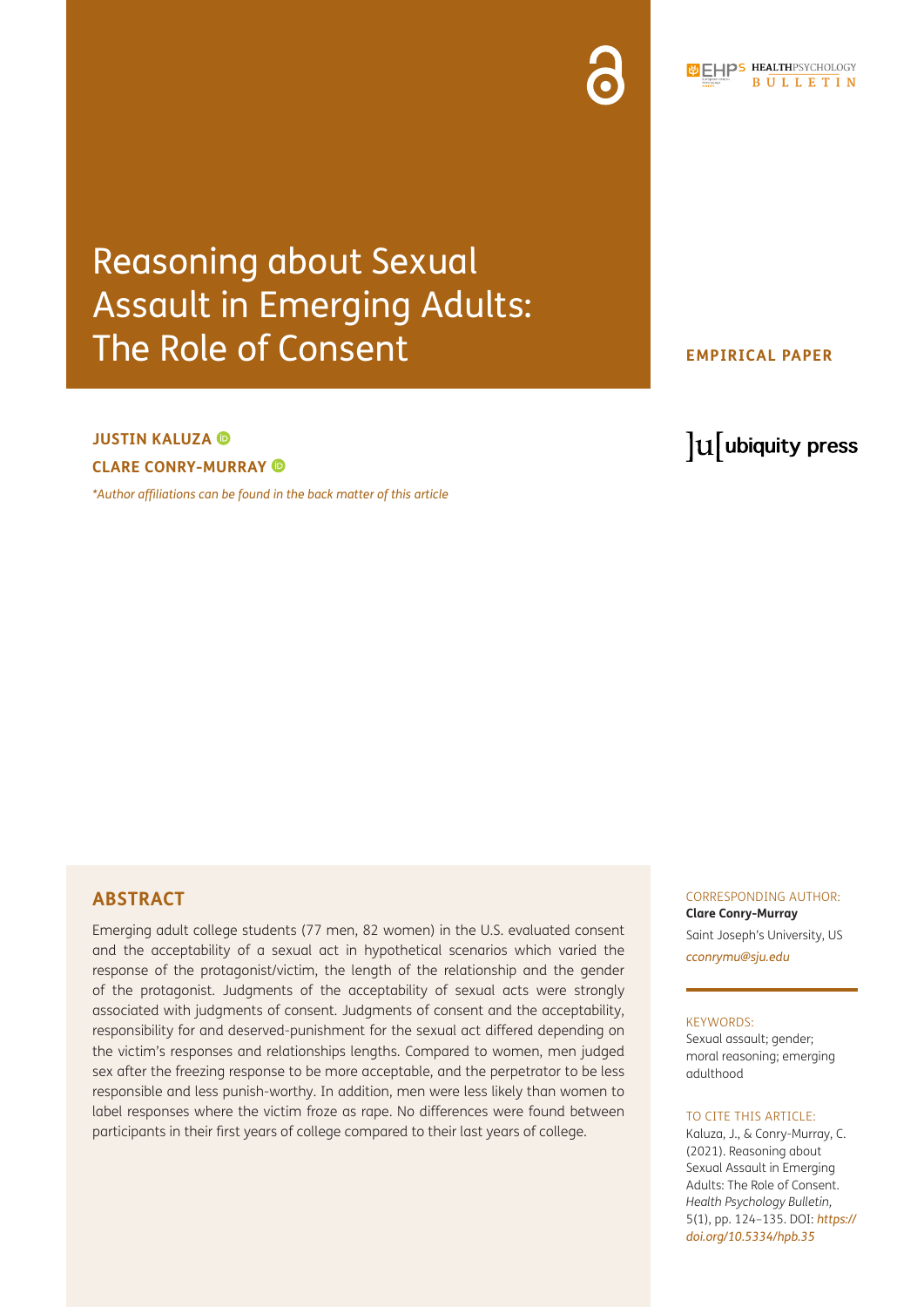# Reasoning about Sexual Assault in Emerging Adults: The Role of Consent

**EMPIRICAL PAPER**

**JUSTIN KALUZA**

**CLARE CONRY-MURRAY**

*\*Author affiliations can be found in the back matter of this article*

## ABSTRACT

Emerging adult college students (77 men, 82 women) in the U.S. evaluated consent and the acceptability of a sexual act in hypothetical scenarios which varied the response of the protagonist/victim, the length of the relationship and the gender of the protagonist. Judgments of the acceptability of sexual acts were strongly associated with judgments of consent. Judgments of consent and the acceptability, responsibility for and deserved-punishment for the sexual act differed depending on the victim's responses and relationships lengths. Compared to women, men judged sex after the freezing response to be more acceptable, and the perpetrator to be less responsible and less punish-worthy. In addition, men were less likely than women to label responses where the victim froze as rape. No differences were found between participants in their first years of college compared to their last years of college.

CORRESPONDING AUTHOR:

**Clare Conry-Murray**

Saint Joseph's University, US

*cconrymu@sju.edu*

KEYWORDS:

Sexual assault; gender; moral reasoning; emerging adulthood

TO CITE THIS ARTICLE:

Kaluza, J., & Conry-Murray, C. (2021). Reasoning about Sexual Assault in Emerging Adults: The Role of Consent. *Health Psychology Bulletin*, 5(1), pp. 124–135. DOI: *https://doi.org/10.5334/hpb.35*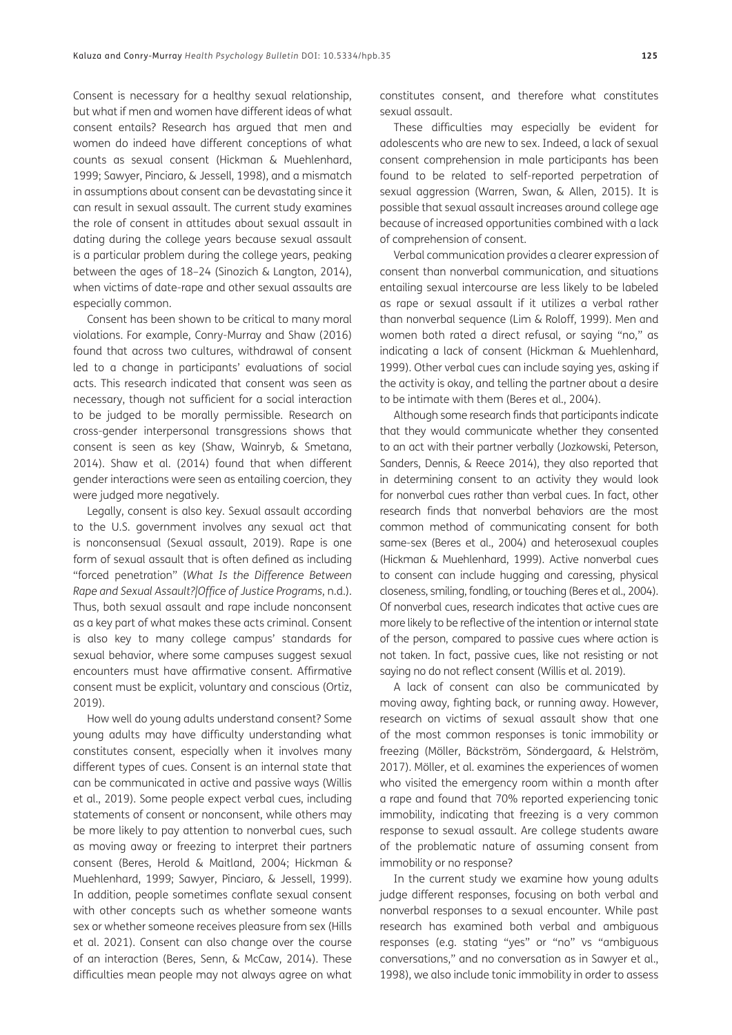Consent is necessary for a healthy sexual relationship, but what if men and women have different ideas of what consent entails? Research has argued that men and women do indeed have different conceptions of what counts as sexual consent (Hickman & Muehlenhard, 1999; Sawyer, Pinciaro, & Jessell, 1998), and a mismatch in assumptions about consent can be devastating since it can result in sexual assault. The current study examines the role of consent in attitudes about sexual assault in dating during the college years because sexual assault is a particular problem during the college years, peaking between the ages of 18–24 (Sinozich & Langton, 2014), when victims of date-rape and other sexual assaults are especially common.

Consent has been shown to be critical to many moral violations. For example, Conry-Murray and Shaw (2016) found that across two cultures, withdrawal of consent led to a change in participants' evaluations of social acts. This research indicated that consent was seen as necessary, though not sufficient for a social interaction to be judged to be morally permissible. Research on cross-gender interpersonal transgressions shows that consent is seen as key (Shaw, Wainryb, & Smetana, 2014). Shaw et al. (2014) found that when different gender interactions were seen as entailing coercion, they were judged more negatively.

Legally, consent is also key. Sexual assault according to the U.S. government involves any sexual act that is nonconsensual (Sexual assault, 2019). Rape is one form of sexual assault that is often defined as including "forced penetration" (*What Is the Difference Between Rape and Sexual Assault?|Office of Justice Programs*, n.d.). Thus, both sexual assault and rape include nonconsent as a key part of what makes these acts criminal. Consent is also key to many college campus' standards for sexual behavior, where some campuses suggest sexual encounters must have affirmative consent. Affirmative consent must be explicit, voluntary and conscious (Ortiz, 2019).

How well do young adults understand consent? Some young adults may have difficulty understanding what constitutes consent, especially when it involves many different types of cues. Consent is an internal state that can be communicated in active and passive ways (Willis et al., 2019). Some people expect verbal cues, including statements of consent or nonconsent, while others may be more likely to pay attention to nonverbal cues, such as moving away or freezing to interpret their partners consent (Beres, Herold & Maitland, 2004; Hickman & Muehlenhard, 1999; Sawyer, Pinciaro, & Jessell, 1999). In addition, people sometimes conflate sexual consent with other concepts such as whether someone wants sex or whether someone receives pleasure from sex (Hills et al. 2021). Consent can also change over the course of an interaction (Beres, Senn, & McCaw, 2014). These difficulties mean people may not always agree on what constitutes consent, and therefore what constitutes sexual assault.

These difficulties may especially be evident for adolescents who are new to sex. Indeed, a lack of sexual consent comprehension in male participants has been found to be related to self-reported perpetration of sexual aggression (Warren, Swan, & Allen, 2015). It is possible that sexual assault increases around college age because of increased opportunities combined with a lack of comprehension of consent.

Verbal communication provides a clearer expression of consent than nonverbal communication, and situations entailing sexual intercourse are less likely to be labeled as rape or sexual assault if it utilizes a verbal rather than nonverbal sequence (Lim & Roloff, 1999). Men and women both rated a direct refusal, or saying "no," as indicating a lack of consent (Hickman & Muehlenhard, 1999). Other verbal cues can include saying yes, asking if the activity is okay, and telling the partner about a desire to be intimate with them (Beres et al., 2004).

Although some research finds that participants indicate that they would communicate whether they consented to an act with their partner verbally (Jozkowski, Peterson, Sanders, Dennis, & Reece 2014), they also reported that in determining consent to an activity they would look for nonverbal cues rather than verbal cues. In fact, other research finds that nonverbal behaviors are the most common method of communicating consent for both same-sex (Beres et al., 2004) and heterosexual couples (Hickman & Muehlenhard, 1999). Active nonverbal cues to consent can include hugging and caressing, physical closeness, smiling, fondling, or touching (Beres et al., 2004). Of nonverbal cues, research indicates that active cues are more likely to be reflective of the intention or internal state of the person, compared to passive cues where action is not taken. In fact, passive cues, like not resisting or not saying no do not reflect consent (Willis et al. 2019).

A lack of consent can also be communicated by moving away, fighting back, or running away. However, research on victims of sexual assault show that one of the most common responses is tonic immobility or freezing (Möller, Bäckström, Söndergaard, & Helström, 2017). Möller, et al. examines the experiences of women who visited the emergency room within a month after a rape and found that 70% reported experiencing tonic immobility, indicating that freezing is a very common response to sexual assault. Are college students aware of the problematic nature of assuming consent from immobility or no response?

In the current study we examine how young adults judge different responses, focusing on both verbal and nonverbal responses to a sexual encounter. While past research has examined both verbal and ambiguous responses (e.g. stating "yes" or "no" vs "ambiguous conversations," and no conversation as in Sawyer et al., 1998), we also include tonic immobility in order to assess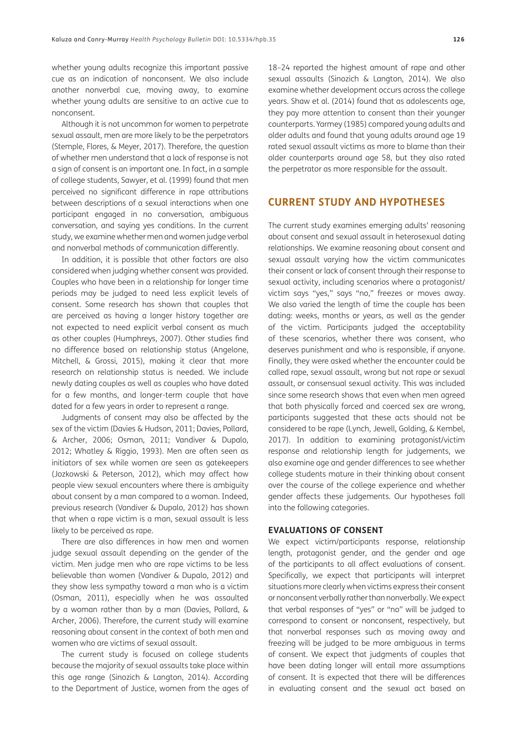whether young adults recognize this important passive cue as an indication of nonconsent. We also include another nonverbal cue, moving away, to examine whether young adults are sensitive to an active cue to nonconsent.

Although it is not uncommon for women to perpetrate sexual assault, men are more likely to be the perpetrators (Stemple, Flores, & Meyer, 2017). Therefore, the question of whether men understand that a lack of response is not a sign of consent is an important one. In fact, in a sample of college students, Sawyer, et al. (1999) found that men perceived no significant difference in rape attributions between descriptions of a sexual interactions when one participant engaged in no conversation, ambiguous conversation, and saying yes conditions. In the current study, we examine whether men and women judge verbal and nonverbal methods of communication differently.

In addition, it is possible that other factors are also considered when judging whether consent was provided. Couples who have been in a relationship for longer time periods may be judged to need less explicit levels of consent. Some research has shown that couples that are perceived as having a longer history together are not expected to need explicit verbal consent as much as other couples (Humphreys, 2007). Other studies find no difference based on relationship status (Angelone, Mitchell, & Grossi, 2015), making it clear that more research on relationship status is needed. We include newly dating couples as well as couples who have dated for a few months, and longer-term couple that have dated for a few years in order to represent a range.

Judgments of consent may also be affected by the sex of the victim (Davies & Hudson, 2011; Davies, Pollard, & Archer, 2006; Osman, 2011; Vandiver & Dupalo, 2012; Whatley & Riggio, 1993). Men are often seen as initiators of sex while women are seen as gatekeepers (Jozkowski & Peterson, 2012), which may affect how people view sexual encounters where there is ambiguity about consent by a man compared to a woman. Indeed, previous research (Vandiver & Dupalo, 2012) has shown that when a rape victim is a man, sexual assault is less likely to be perceived as rape.

There are also differences in how men and women judge sexual assault depending on the gender of the victim. Men judge men who are rape victims to be less believable than women (Vandiver & Dupalo, 2012) and they show less sympathy toward a man who is a victim (Osman, 2011), especially when he was assaulted by a woman rather than by a man (Davies, Pollard, & Archer, 2006). Therefore, the current study will examine reasoning about consent in the context of both men and women who are victims of sexual assault.

The current study is focused on college students because the majority of sexual assaults take place within this age range (Sinozich & Langton, 2014). According to the Department of Justice, women from the ages of 18–24 reported the highest amount of rape and other sexual assaults (Sinozich & Langton, 2014). We also examine whether development occurs across the college years. Shaw et al. (2014) found that as adolescents age, they pay more attention to consent than their younger counterparts. Yarmey (1985) compared young adults and older adults and found that young adults around age 19 rated sexual assault victims as more to blame than their older counterparts around age 58, but they also rated the perpetrator as more responsible for the assault.

## CURRENT STUDY AND HYPOTHESES

The current study examines emerging adults' reasoning about consent and sexual assault in heterosexual dating relationships. We examine reasoning about consent and sexual assault varying how the victim communicates their consent or lack of consent through their response to sexual activity, including scenarios where a protagonist/victim says "yes," says "no," freezes or moves away. We also varied the length of time the couple has been dating: weeks, months or years, as well as the gender of the victim. Participants judged the acceptability of these scenarios, whether there was consent, who deserves punishment and who is responsible, if anyone. Finally, they were asked whether the encounter could be called rape, sexual assault, wrong but not rape or sexual assault, or consensual sexual activity. This was included since some research shows that even when men agreed that both physically forced and coerced sex are wrong, participants suggested that these acts should not be considered to be rape (Lynch, Jewell, Golding, & Kembel, 2017). In addition to examining protagonist/victim response and relationship length for judgements, we also examine age and gender differences to see whether college students mature in their thinking about consent over the course of the college experience and whether gender affects these judgements. Our hypotheses fall into the following categories.

### EVALUATIONS OF CONSENT

We expect victim/participants response, relationship length, protagonist gender, and the gender and age of the participants to all affect evaluations of consent. Specifically, we expect that participants will interpret situations more clearly when victims express their consent or nonconsent verbally rather than nonverbally. We expect that verbal responses of "yes" or "no" will be judged to correspond to consent or nonconsent, respectively, but that nonverbal responses such as moving away and freezing will be judged to be more ambiguous in terms of consent. We expect that judgments of couples that have been dating longer will entail more assumptions of consent. It is expected that there will be differences in evaluating consent and the sexual act based on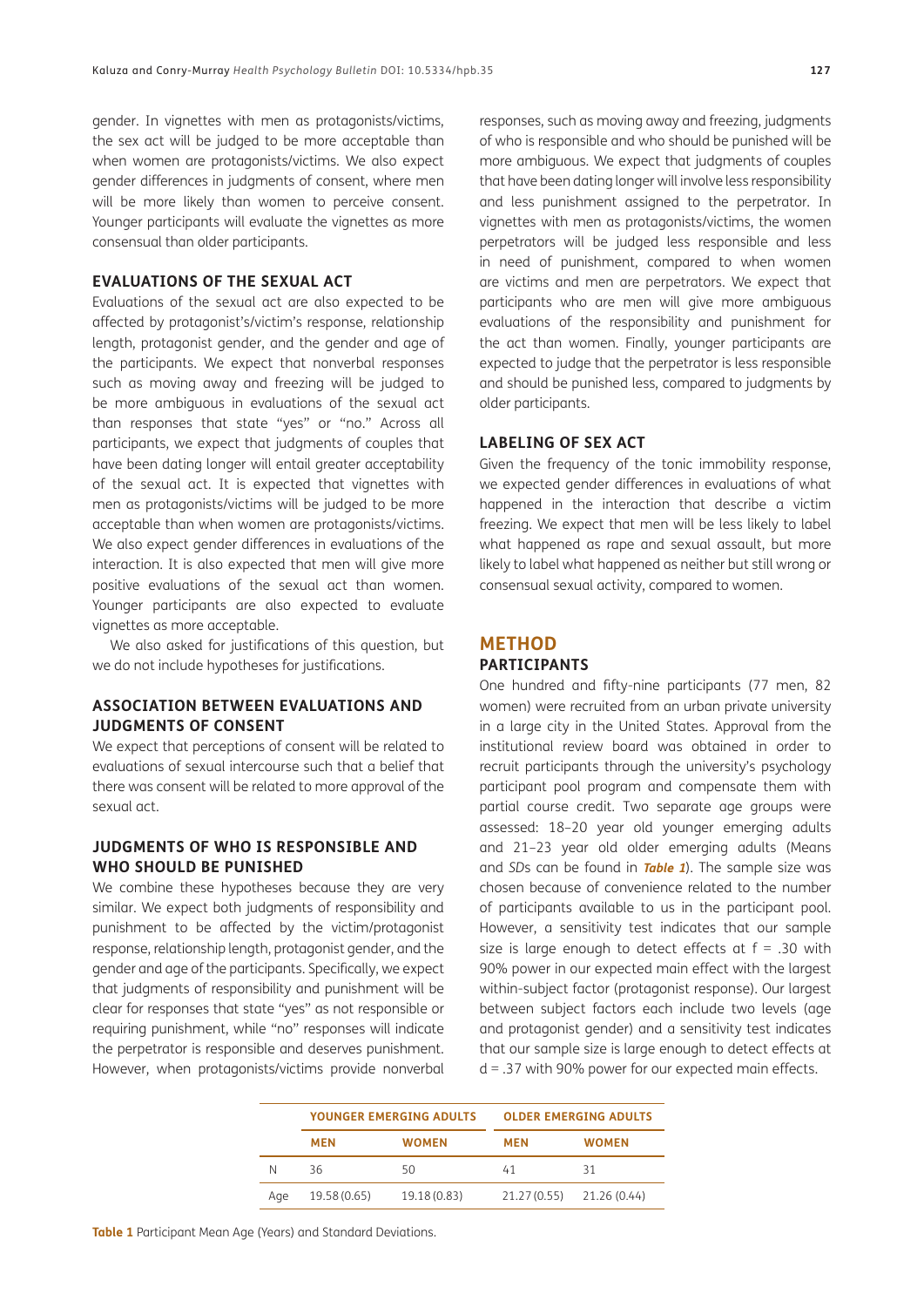gender. In vignettes with men as protagonists/victims, the sex act will be judged to be more acceptable than when women are protagonists/victims. We also expect gender differences in judgments of consent, where men will be more likely than women to perceive consent. Younger participants will evaluate the vignettes as more consensual than older participants.

### EVALUATIONS OF THE SEXUAL ACT

Evaluations of the sexual act are also expected to be affected by protagonist's/victim's response, relationship length, protagonist gender, and the gender and age of the participants. We expect that nonverbal responses such as moving away and freezing will be judged to be more ambiguous in evaluations of the sexual act than responses that state "yes" or "no." Across all participants, we expect that judgments of couples that have been dating longer will entail greater acceptability of the sexual act. It is expected that vignettes with men as protagonists/victims will be judged to be more acceptable than when women are protagonists/victims. We also expect gender differences in evaluations of the interaction. It is also expected that men will give more positive evaluations of the sexual act than women. Younger participants are also expected to evaluate vignettes as more acceptable.

We also asked for justifications of this question, but we do not include hypotheses for justifications.

### ASSOCIATION BETWEEN EVALUATIONS AND JUDGMENTS OF CONSENT

We expect that perceptions of consent will be related to evaluations of sexual intercourse such that a belief that there was consent will be related to more approval of the sexual act.

### JUDGMENTS OF WHO IS RESPONSIBLE AND WHO SHOULD BE PUNISHED

We combine these hypotheses because they are very similar. We expect both judgments of responsibility and punishment to be affected by the victim/protagonist response, relationship length, protagonist gender, and the gender and age of the participants. Specifically, we expect that judgments of responsibility and punishment will be clear for responses that state "yes" as not responsible or requiring punishment, while "no" responses will indicate the perpetrator is responsible and deserves punishment. However, when protagonists/victims provide nonverbal responses, such as moving away and freezing, judgments of who is responsible and who should be punished will be more ambiguous. We expect that judgments of couples that have been dating longer will involve less responsibility and less punishment assigned to the perpetrator. In vignettes with men as protagonists/victims, the women perpetrators will be judged less responsible and less in need of punishment, compared to when women are victims and men are perpetrators. We expect that participants who are men will give more ambiguous evaluations of the responsibility and punishment for the act than women. Finally, younger participants are expected to judge that the perpetrator is less responsible and should be punished less, compared to judgments by older participants.

### LABELING OF SEX ACT

Given the frequency of the tonic immobility response, we expected gender differences in evaluations of what happened in the interaction that describe a victim freezing. We expect that men will be less likely to label what happened as rape and sexual assault, but more likely to label what happened as neither but still wrong or consensual sexual activity, compared to women.

## METHOD

### PARTICIPANTS

One hundred and fifty-nine participants (77 men, 82 women) were recruited from an urban private university in a large city in the United States. Approval from the institutional review board was obtained in order to recruit participants through the university's psychology participant pool program and compensate them with partial course credit. Two separate age groups were assessed: 18–20 year old younger emerging adults and 21–23 year old older emerging adults (Means and *SD*s can be found in ***Table 1***). The sample size was chosen because of convenience related to the number of participants available to us in the participant pool. However, a sensitivity test indicates that our sample size is large enough to detect effects at f = .30 with 90% power in our expected main effect with the largest within-subject factor (protagonist response). Our largest between subject factors each include two levels (age and protagonist gender) and a sensitivity test indicates that our sample size is large enough to detect effects at d = .37 with 90% power for our expected main effects.

| | YOUNGER EMERGING ADULTS | | OLDER EMERGING ADULTS | |
|---|---|---|---|---|
| | MEN | WOMEN | MEN | WOMEN |
| N | 36 | 50 | 41 | 31 |
| Age | 19.58 (0.65) | 19.18 (0.83) | 21.27 (0.55) | 21.26 (0.44) |

**Table 1** Participant Mean Age (Years) and Standard Deviations.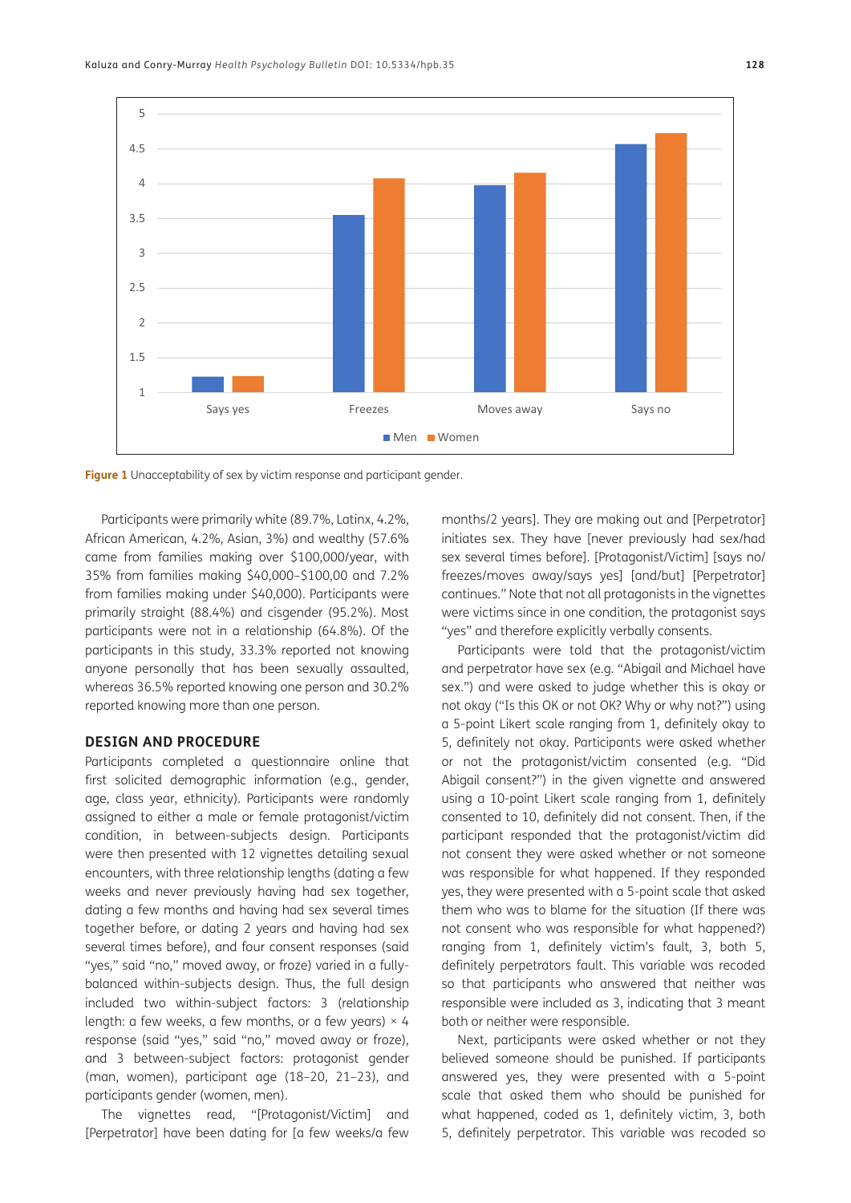5
4.5
4
3.5
3
2.5
2
1.5
1

Says yes
Freezes
Moves away
Says no

Men
Women

**Figure 1** Unacceptability of sex by victim response and participant gender.

Participants were primarily white (89.7%, Latinx, 4.2%, African American, 4.2%, Asian, 3%) and wealthy (57.6% came from families making over $100,000/year, with 35% from families making $40,000–$100,00 and 7.2% from families making under $40,000). Participants were primarily straight (88.4%) and cisgender (95.2%). Most participants were not in a relationship (64.8%). Of the participants in this study, 33.3% reported not knowing anyone personally that has been sexually assaulted, whereas 36.5% reported knowing one person and 30.2% reported knowing more than one person.

## DESIGN AND PROCEDURE

Participants completed a questionnaire online that first solicited demographic information (e.g., gender, age, class year, ethnicity). Participants were randomly assigned to either a male or female protagonist/victim condition, in between-subjects design. Participants were then presented with 12 vignettes detailing sexual encounters, with three relationship lengths (dating a few weeks and never previously having had sex together, dating a few months and having had sex several times together before, or dating 2 years and having had sex several times before), and four consent responses (said "yes," said "no," moved away, or froze) varied in a fully-balanced within-subjects design. Thus, the full design included two within-subject factors: 3 (relationship length: a few weeks, a few months, or a few years) × 4 response (said "yes," said "no," moved away or froze), and 3 between-subject factors: protagonist gender (man, women), participant age (18–20, 21–23), and participants gender (women, men).

The vignettes read, "[Protagonist/Victim] and [Perpetrator] have been dating for [a few weeks/a few months/2 years]. They are making out and [Perpetrator] initiates sex. They have [never previously had sex/had sex several times before]. [Protagonist/Victim] [says no/freezes/moves away/says yes] [and/but] [Perpetrator] continues." Note that not all protagonists in the vignettes were victims since in one condition, the protagonist says "yes" and therefore explicitly verbally consents.

Participants were told that the protagonist/victim and perpetrator have sex (e.g. "Abigail and Michael have sex.") and were asked to judge whether this is okay or not okay ("Is this OK or not OK? Why or why not?") using a 5-point Likert scale ranging from 1, definitely okay to 5, definitely not okay. Participants were asked whether or not the protagonist/victim consented (e.g. "Did Abigail consent?") in the given vignette and answered using a 10-point Likert scale ranging from 1, definitely consented to 10, definitely did not consent. Then, if the participant responded that the protagonist/victim did not consent they were asked whether or not someone was responsible for what happened. If they responded yes, they were presented with a 5-point scale that asked them who was to blame for the situation (If there was not consent who was responsible for what happened?) ranging from 1, definitely victim's fault, 3, both 5, definitely perpetrators fault. This variable was recoded so that participants who answered that neither was responsible were included as 3, indicating that 3 meant both or neither were responsible.

Next, participants were asked whether or not they believed someone should be punished. If participants answered yes, they were presented with a 5-point scale that asked them who should be punished for what happened, coded as 1, definitely victim, 3, both 5, definitely perpetrator. This variable was recoded so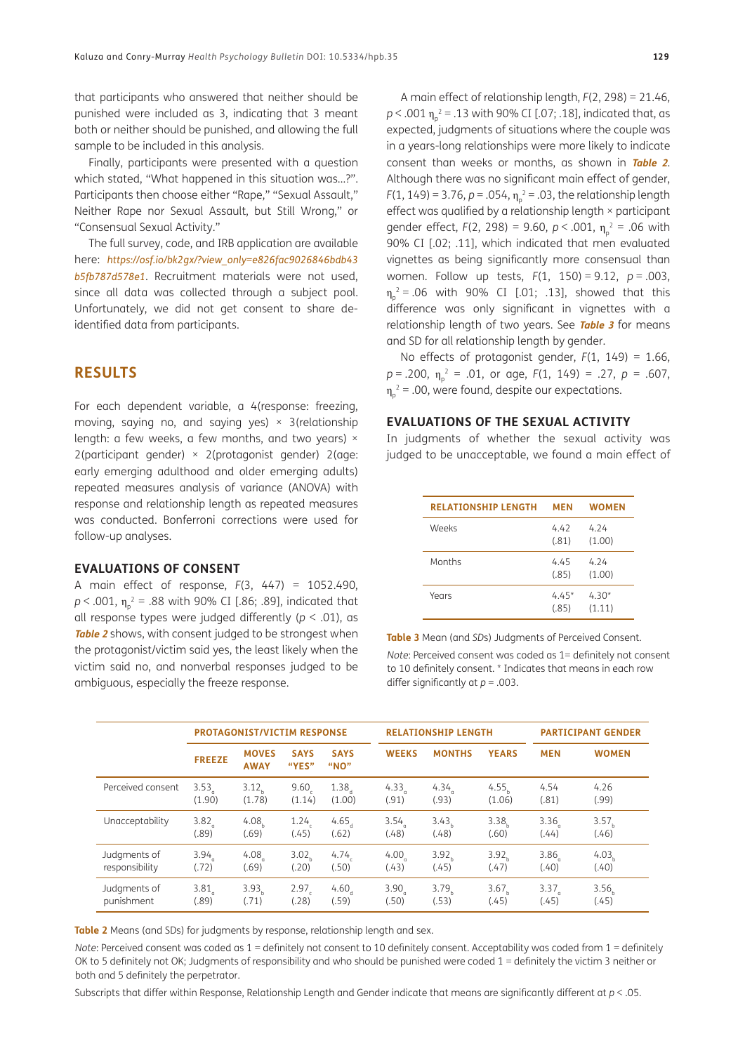that participants who answered that neither should be punished were included as 3, indicating that 3 meant both or neither should be punished, and allowing the full sample to be included in this analysis.

Finally, participants were presented with a question which stated, "What happened in this situation was…?". Participants then choose either "Rape," "Sexual Assault," Neither Rape nor Sexual Assault, but Still Wrong," or "Consensual Sexual Activity."

The full survey, code, and IRB application are available here: *https://osf.io/bk2gx/?view_only=e826fac9026846bdb43b5fb787d578e1*. Recruitment materials were not used, since all data was collected through a subject pool. Unfortunately, we did not get consent to share de-identified data from participants.

## RESULTS

For each dependent variable, a 4(response: freezing, moving, saying no, and saying yes) × 3(relationship length: a few weeks, a few months, and two years) × 2(participant gender) × 2(protagonist gender) 2(age: early emerging adulthood and older emerging adults) repeated measures analysis of variance (ANOVA) with response and relationship length as repeated measures was conducted. Bonferroni corrections were used for follow-up analyses.

### EVALUATIONS OF CONSENT

A main effect of response, $F(3, 447) = 1052.490$, $p < .001$, $\eta_p^2 = .88$ with 90% CI [.86; .89], indicated that all response types were judged differently ($p < .01$), as ***Table 2*** shows, with consent judged to be strongest when the protagonist/victim said yes, the least likely when the victim said no, and nonverbal responses judged to be ambiguous, especially the freeze response.

A main effect of relationship length, $F(2, 298) = 21.46$, $p < .001$ $\eta_p^2 = .13$ with 90% CI [.07; .18], indicated that, as expected, judgments of situations where the couple was in a years-long relationships were more likely to indicate consent than weeks or months, as shown in ***Table 2***. Although there was no significant main effect of gender, $F(1, 149) = 3.76$, $p = .054$, $\eta_p^2 = .03$, the relationship length effect was qualified by a relationship length × participant gender effect, $F(2, 298) = 9.60$, $p < .001$, $\eta_p^2 = .06$ with 90% CI [.02; .11], which indicated that men evaluated vignettes as being significantly more consensual than women. Follow up tests, $F(1, 150) = 9.12$, $p = .003$, $\eta_p^2 = .06$ with 90% CI [.01; .13], showed that this difference was only significant in vignettes with a relationship length of two years. See ***Table 3*** for means and SD for all relationship length by gender.

No effects of protagonist gender, $F(1, 149) = 1.66$, $p = .200$, $\eta_p^2 = .01$, or age, $F(1, 149) = .27$, $p = .607$, $\eta_p^2 = .00$, were found, despite our expectations.

### EVALUATIONS OF THE SEXUAL ACTIVITY

In judgments of whether the sexual activity was judged to be unacceptable, we found a main effect of

| RELATIONSHIP LENGTH | MEN | WOMEN |
|---|---|---|
| Weeks | 4.42 (.81) | 4.24 (1.00) |
| Months | 4.45 (.85) | 4.24 (1.00) |
| Years | 4.45* (.85) | 4.30* (1.11) |

**Table 3** Mean (and *SD*s) Judgments of Perceived Consent.

*Note*: Perceived consent was coded as 1= definitely not consent to 10 definitely consent. * Indicates that means in each row differ significantly at $p = .003$.

| | PROTAGONIST/VICTIM RESPONSE | | | | RELATIONSHIP LENGTH | | | PARTICIPANT GENDER | |
|---|---|---|---|---|---|---|---|---|---|
| | FREEZE | MOVES AWAY | SAYS "YES" | SAYS "NO" | WEEKS | MONTHS | YEARS | MEN | WOMEN |
| Perceived consent | $3.53_a$ (1.90) | $3.12_b$ (1.78) | $9.60_c$ (1.14) | $1.38_d$ (1.00) | $4.33_a$ (.91) | $4.34_a$ (.93) | $4.55_b$ (1.06) | 4.54 (.81) | 4.26 (.99) |
| Unacceptability | $3.82_a$ (.89) | $4.08_b$ (.69) | $1.24_c$ (.45) | $4.65_d$ (.62) | $3.54_a$ (.48) | $3.43_b$ (.48) | $3.38_b$ (.60) | $3.36_a$ (.44) | $3.57_b$ (.46) |
| Judgments of responsibility | $3.94_a$ (.72) | $4.08_a$ (.69) | $3.02_b$ (.20) | $4.74_c$ (.50) | $4.00_a$ (.43) | $3.92_b$ (.45) | $3.92_b$ (.47) | $3.86_a$ (.40) | $4.03_b$ (.40) |
| Judgments of punishment | $3.81_a$ (.89) | $3.93_b$ (.71) | $2.97_c$ (.28) | $4.60_d$ (.59) | $3.90_a$ (.50) | $3.79_b$ (.53) | $3.67_b$ (.45) | $3.37_a$ (.45) | $3.56_b$ (.45) |

**Table 2** Means (and SDs) for judgments by response, relationship length and sex.

*Note*: Perceived consent was coded as 1 = definitely not consent to 10 definitely consent. Acceptability was coded from 1 = definitely OK to 5 definitely not OK; Judgments of responsibility and who should be punished were coded 1 = definitely the victim 3 neither or both and 5 definitely the perpetrator.

Subscripts that differ within Response, Relationship Length and Gender indicate that means are significantly different at $p < .05$.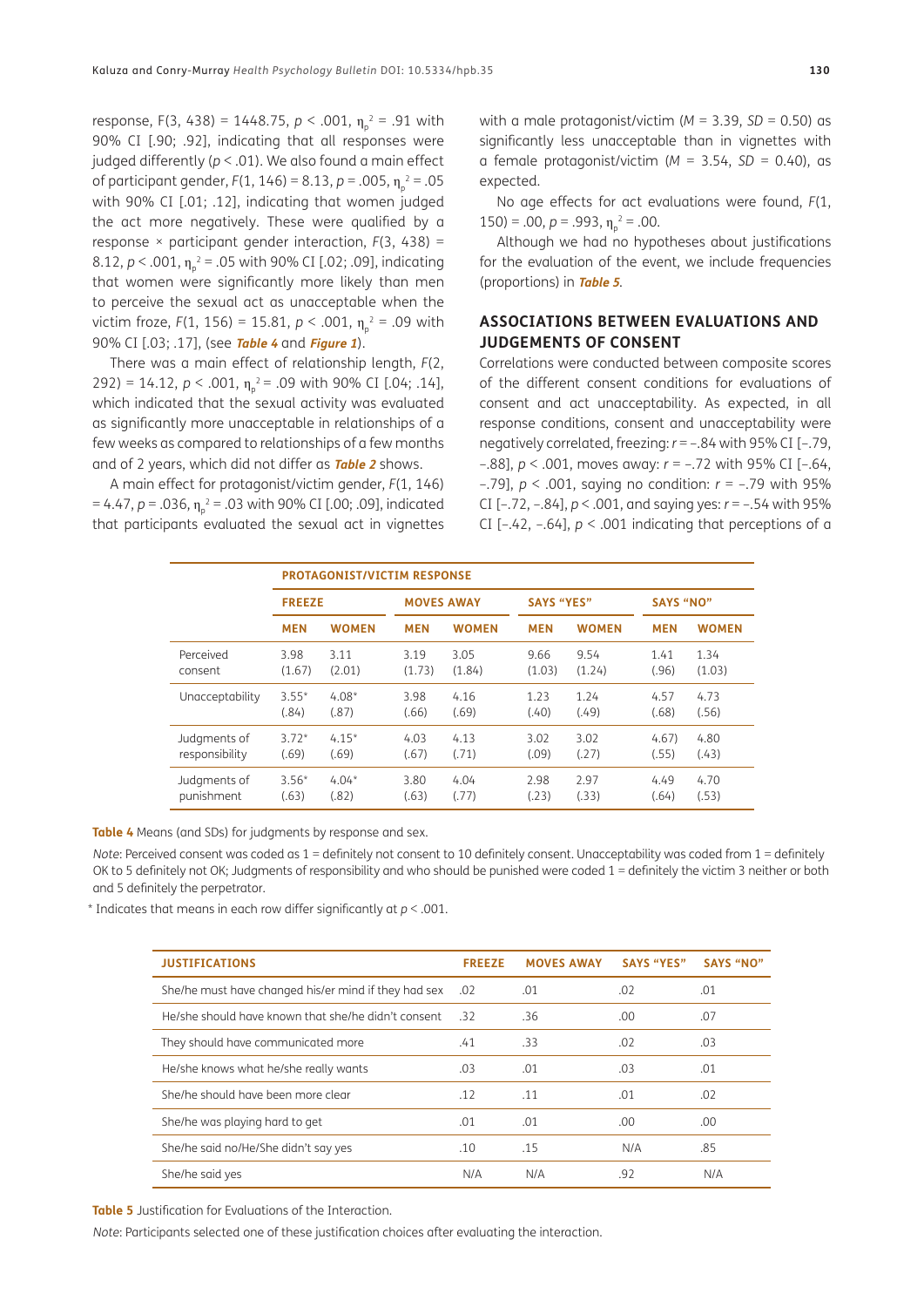response, F(3, 438) = 1448.75, $p < .001$, $\eta_p^2 = .91$ with 90% CI [.90; .92], indicating that all responses were judged differently ($p < .01$). We also found a main effect of participant gender, $F(1, 146) = 8.13$, $p = .005$, $\eta_p^2 = .05$ with 90% CI [.01; .12], indicating that women judged the act more negatively. These were qualified by a response × participant gender interaction, $F(3, 438) = 8.12$, $p < .001$, $\eta_p^2 = .05$ with 90% CI [.02; .09], indicating that women were significantly more likely than men to perceive the sexual act as unacceptable when the victim froze, $F(1, 156) = 15.81$, $p < .001$, $\eta_p^2 = .09$ with 90% CI [.03; .17], (see **Table 4** and **Figure 1**).

There was a main effect of relationship length, $F(2, 292) = 14.12$, $p < .001$, $\eta_p^2 = .09$ with 90% CI [.04; .14], which indicated that the sexual activity was evaluated as significantly more unacceptable in relationships of a few weeks as compared to relationships of a few months and of 2 years, which did not differ as **Table 2** shows.

A main effect for protagonist/victim gender, $F(1, 146) = 4.47$, $p = .036$, $\eta_p^2 = .03$ with 90% CI [.00; .09], indicated that participants evaluated the sexual act in vignettes with a male protagonist/victim ($M = 3.39$, $SD = 0.50$) as significantly less unacceptable than in vignettes with a female protagonist/victim ($M = 3.54$, $SD = 0.40$), as expected.

No age effects for act evaluations were found, $F(1, 150) = .00$, $p = .993$, $\eta_p^2 = .00$.

Although we had no hypotheses about justifications for the evaluation of the event, we include frequencies (proportions) in **Table 5**.

## ASSOCIATIONS BETWEEN EVALUATIONS AND JUDGEMENTS OF CONSENT

Correlations were conducted between composite scores of the different consent conditions for evaluations of consent and act unacceptability. As expected, in all response conditions, consent and unacceptability were negatively correlated, freezing: $r = -.84$ with 95% CI [–.79, –.88], $p < .001$, moves away: $r = -.72$ with 95% CI [–.64, –.79], $p < .001$, saying no condition: $r = -.79$ with 95% CI [–.72, –.84], $p < .001$, and saying yes: $r = -.54$ with 95% CI [–.42, –.64], $p < .001$ indicating that perceptions of a

| | PROTAGONIST/VICTIM RESPONSE | | | | | | | |
|---|---|---|---|---|---|---|---|---|
| | FREEZE | | MOVES AWAY | | SAYS "YES" | | SAYS "NO" | |
| | MEN | WOMEN | MEN | WOMEN | MEN | WOMEN | MEN | WOMEN |
| Perceived consent | 3.98 (1.67) | 3.11 (2.01) | 3.19 (1.73) | 3.05 (1.84) | 9.66 (1.03) | 9.54 (1.24) | 1.41 (.96) | 1.34 (1.03) |
| Unacceptability | 3.55* (.84) | 4.08* (.87) | 3.98 (.66) | 4.16 (.69) | 1.23 (.40) | 1.24 (.49) | 4.57 (.68) | 4.73 (.56) |
| Judgments of responsibility | 3.72* (.69) | 4.15* (.69) | 4.03 (.67) | 4.13 (.71) | 3.02 (.09) | 3.02 (.27) | 4.67) (.55) | 4.80 (.43) |
| Judgments of punishment | 3.56* (.63) | 4.04* (.82) | 3.80 (.63) | 4.04 (.77) | 2.98 (.23) | 2.97 (.33) | 4.49 (.64) | 4.70 (.53) |

**Table 4** Means (and SDs) for judgments by response and sex.

*Note*: Perceived consent was coded as 1 = definitely not consent to 10 definitely consent. Unacceptability was coded from 1 = definitely OK to 5 definitely not OK; Judgments of responsibility and who should be punished were coded 1 = definitely the victim 3 neither or both and 5 definitely the perpetrator.

\* Indicates that means in each row differ significantly at $p < .001$.

| JUSTIFICATIONS | FREEZE | MOVES AWAY | SAYS "YES" | SAYS "NO" |
|---|---|---|---|---|
| She/he must have changed his/er mind if they had sex | .02 | .01 | .02 | .01 |
| He/she should have known that she/he didn't consent | .32 | .36 | .00 | .07 |
| They should have communicated more | .41 | .33 | .02 | .03 |
| He/she knows what he/she really wants | .03 | .01 | .03 | .01 |
| She/he should have been more clear | .12 | .11 | .01 | .02 |
| She/he was playing hard to get | .01 | .01 | .00 | .00 |
| She/he said no/He/She didn't say yes | .10 | .15 | N/A | .85 |
| She/he said yes | N/A | N/A | .92 | N/A |

**Table 5** Justification for Evaluations of the Interaction.

*Note*: Participants selected one of these justification choices after evaluating the interaction.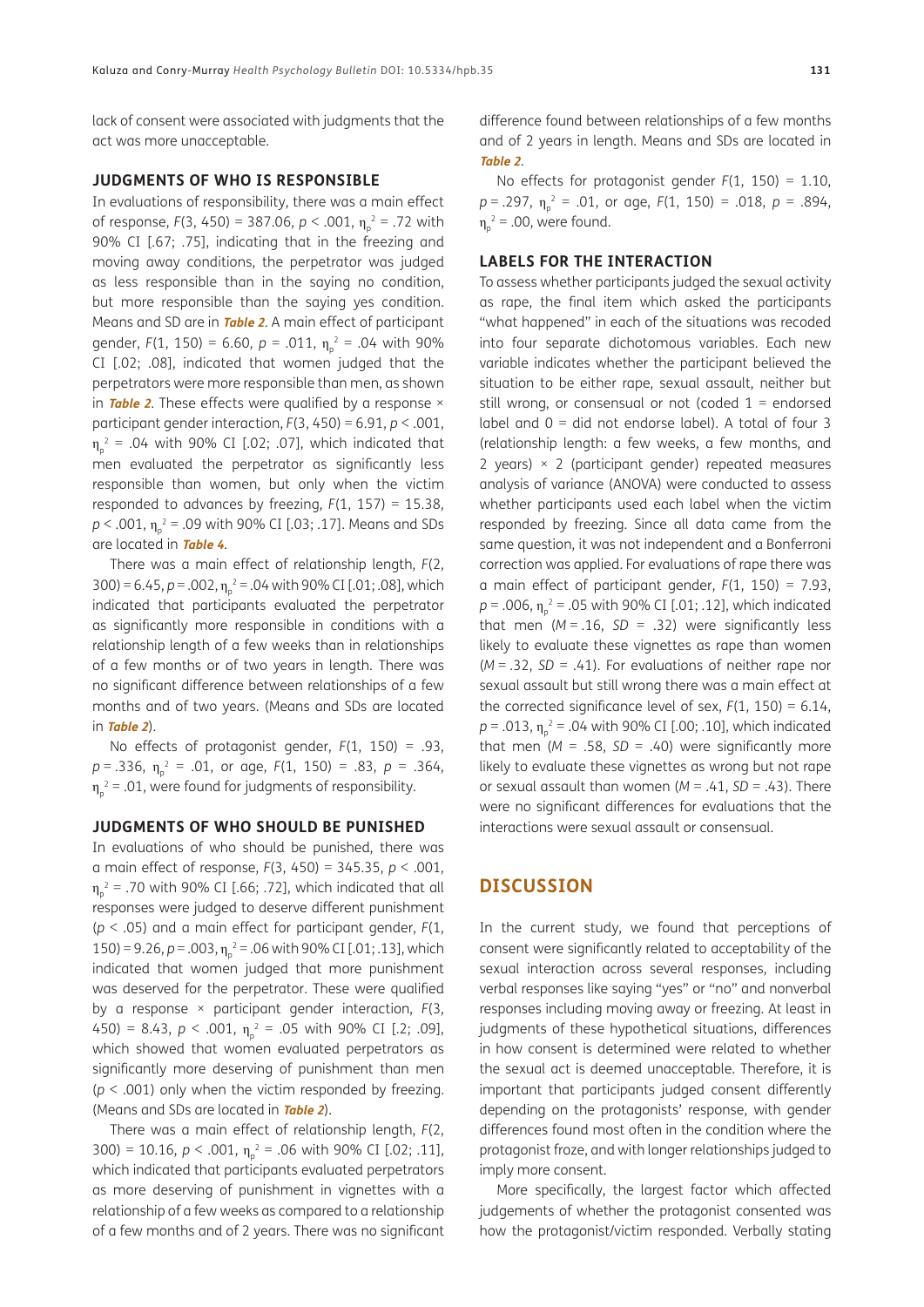lack of consent were associated with judgments that the act was more unacceptable.

### JUDGMENTS OF WHO IS RESPONSIBLE

In evaluations of responsibility, there was a main effect of response, $F(3, 450) = 387.06$, $p < .001$, $\eta_p^2 = .72$ with 90% CI [.67; .75], indicating that in the freezing and moving away conditions, the perpetrator was judged as less responsible than in the saying no condition, but more responsible than the saying yes condition. Means and SD are in ***Table 2***. A main effect of participant gender, $F(1, 150) = 6.60$, $p = .011$, $\eta_p^2 = .04$ with 90% CI [.02; .08], indicated that women judged that the perpetrators were more responsible than men, as shown in ***Table 2***. These effects were qualified by a response × participant gender interaction, $F(3, 450) = 6.91$, $p < .001$, $\eta_p^2 = .04$ with 90% CI [.02; .07], which indicated that men evaluated the perpetrator as significantly less responsible than women, but only when the victim responded to advances by freezing, $F(1, 157) = 15.38$, $p < .001$, $\eta_p^2 = .09$ with 90% CI [.03; .17]. Means and SDs are located in ***Table 4***.

There was a main effect of relationship length, $F(2, 300) = 6.45$, $p = .002$, $\eta_p^2 = .04$ with 90% CI [.01; .08], which indicated that participants evaluated the perpetrator as significantly more responsible in conditions with a relationship length of a few weeks than in relationships of a few months or of two years in length. There was no significant difference between relationships of a few months and of two years. (Means and SDs are located in ***Table 2***).

No effects of protagonist gender, $F(1, 150) = .93$, $p = .336$, $\eta_p^2 = .01$, or age, $F(1, 150) = .83$, $p = .364$, $\eta_p^2 = .01$, were found for judgments of responsibility.

### JUDGMENTS OF WHO SHOULD BE PUNISHED

In evaluations of who should be punished, there was a main effect of response, $F(3, 450) = 345.35$, $p < .001$, $\eta_p^2 = .70$ with 90% CI [.66; .72], which indicated that all responses were judged to deserve different punishment ($p < .05$) and a main effect for participant gender, $F(1, 150) = 9.26$, $p = .003$, $\eta_p^2 = .06$ with 90% CI [.01; .13], which indicated that women judged that more punishment was deserved for the perpetrator. These were qualified by a response × participant gender interaction, $F(3, 450) = 8.43$, $p < .001$, $\eta_p^2 = .05$ with 90% CI [.2; .09], which showed that women evaluated perpetrators as significantly more deserving of punishment than men ($p < .001$) only when the victim responded by freezing. (Means and SDs are located in ***Table 2***).

There was a main effect of relationship length, $F(2, 300) = 10.16$, $p < .001$, $\eta_p^2 = .06$ with 90% CI [.02; .11], which indicated that participants evaluated perpetrators as more deserving of punishment in vignettes with a relationship of a few weeks as compared to a relationship of a few months and of 2 years. There was no significant difference found between relationships of a few months and of 2 years in length. Means and SDs are located in ***Table 2***.

No effects for protagonist gender $F(1, 150) = 1.10$, $p = .297$, $\eta_p^2 = .01$, or age, $F(1, 150) = .018$, $p = .894$, $\eta_p^2 = .00$, were found.

### LABELS FOR THE INTERACTION

To assess whether participants judged the sexual activity as rape, the final item which asked the participants "what happened" in each of the situations was recoded into four separate dichotomous variables. Each new variable indicates whether the participant believed the situation to be either rape, sexual assault, neither but still wrong, or consensual or not (coded 1 = endorsed label and 0 = did not endorse label). A total of four 3 (relationship length: a few weeks, a few months, and 2 years) × 2 (participant gender) repeated measures analysis of variance (ANOVA) were conducted to assess whether participants used each label when the victim responded by freezing. Since all data came from the same question, it was not independent and a Bonferroni correction was applied. For evaluations of rape there was a main effect of participant gender, $F(1, 150) = 7.93$, $p = .006$, $\eta_p^2 = .05$ with 90% CI [.01; .12], which indicated that men ($M = .16$, $SD = .32$) were significantly less likely to evaluate these vignettes as rape than women ($M = .32$, $SD = .41$). For evaluations of neither rape nor sexual assault but still wrong there was a main effect at the corrected significance level of sex, $F(1, 150) = 6.14$, $p = .013$, $\eta_p^2 = .04$ with 90% CI [.00; .10], which indicated that men ($M = .58$, $SD = .40$) were significantly more likely to evaluate these vignettes as wrong but not rape or sexual assault than women ($M = .41$, $SD = .43$). There were no significant differences for evaluations that the interactions were sexual assault or consensual.

## DISCUSSION

In the current study, we found that perceptions of consent were significantly related to acceptability of the sexual interaction across several responses, including verbal responses like saying "yes" or "no" and nonverbal responses including moving away or freezing. At least in judgments of these hypothetical situations, differences in how consent is determined were related to whether the sexual act is deemed unacceptable. Therefore, it is important that participants judged consent differently depending on the protagonists' response, with gender differences found most often in the condition where the protagonist froze, and with longer relationships judged to imply more consent.

More specifically, the largest factor which affected judgements of whether the protagonist consented was how the protagonist/victim responded. Verbally stating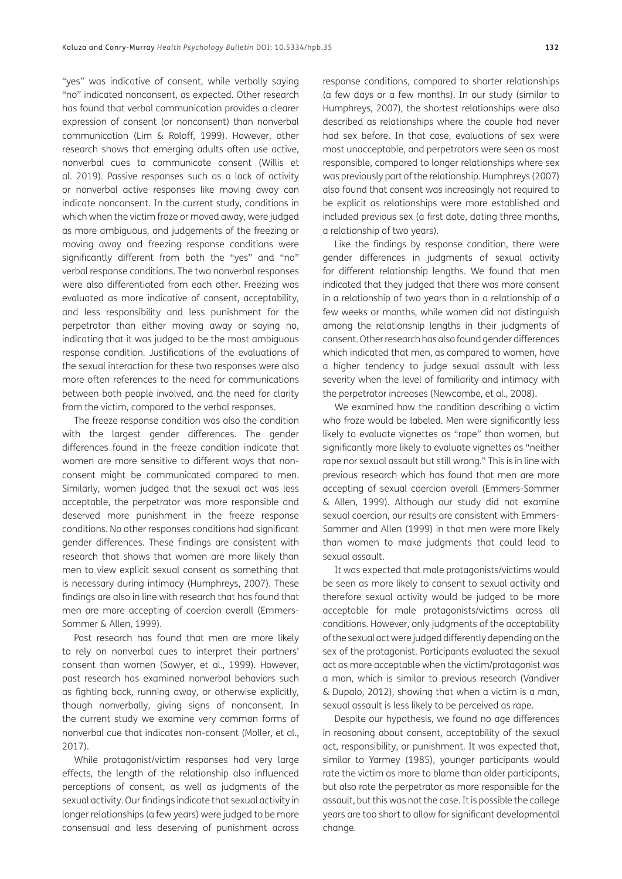"yes" was indicative of consent, while verbally saying "no" indicated nonconsent, as expected. Other research has found that verbal communication provides a clearer expression of consent (or nonconsent) than nonverbal communication (Lim & Roloff, 1999). However, other research shows that emerging adults often use active, nonverbal cues to communicate consent (Willis et al. 2019). Passive responses such as a lack of activity or nonverbal active responses like moving away can indicate nonconsent. In the current study, conditions in which when the victim froze or moved away, were judged as more ambiguous, and judgements of the freezing or moving away and freezing response conditions were significantly different from both the "yes" and "no" verbal response conditions. The two nonverbal responses were also differentiated from each other. Freezing was evaluated as more indicative of consent, acceptability, and less responsibility and less punishment for the perpetrator than either moving away or saying no, indicating that it was judged to be the most ambiguous response condition. Justifications of the evaluations of the sexual interaction for these two responses were also more often references to the need for communications between both people involved, and the need for clarity from the victim, compared to the verbal responses.

The freeze response condition was also the condition with the largest gender differences. The gender differences found in the freeze condition indicate that women are more sensitive to different ways that non-consent might be communicated compared to men. Similarly, women judged that the sexual act was less acceptable, the perpetrator was more responsible and deserved more punishment in the freeze response conditions. No other responses conditions had significant gender differences. These findings are consistent with research that shows that women are more likely than men to view explicit sexual consent as something that is necessary during intimacy (Humphreys, 2007). These findings are also in line with research that has found that men are more accepting of coercion overall (Emmers-Sommer & Allen, 1999).

Past research has found that men are more likely to rely on nonverbal cues to interpret their partners' consent than women (Sawyer, et al., 1999). However, past research has examined nonverbal behaviors such as fighting back, running away, or otherwise explicitly, though nonverbally, giving signs of nonconsent. In the current study we examine very common forms of nonverbal cue that indicates non-consent (Moller, et al., 2017).

While protagonist/victim responses had very large effects, the length of the relationship also influenced perceptions of consent, as well as judgments of the sexual activity. Our findings indicate that sexual activity in longer relationships (a few years) were judged to be more consensual and less deserving of punishment across response conditions, compared to shorter relationships (a few days or a few months). In our study (similar to Humphreys, 2007), the shortest relationships were also described as relationships where the couple had never had sex before. In that case, evaluations of sex were most unacceptable, and perpetrators were seen as most responsible, compared to longer relationships where sex was previously part of the relationship. Humphreys (2007) also found that consent was increasingly not required to be explicit as relationships were more established and included previous sex (a first date, dating three months, a relationship of two years).

Like the findings by response condition, there were gender differences in judgments of sexual activity for different relationship lengths. We found that men indicated that they judged that there was more consent in a relationship of two years than in a relationship of a few weeks or months, while women did not distinguish among the relationship lengths in their judgments of consent. Other research has also found gender differences which indicated that men, as compared to women, have a higher tendency to judge sexual assault with less severity when the level of familiarity and intimacy with the perpetrator increases (Newcombe, et al., 2008).

We examined how the condition describing a victim who froze would be labeled. Men were significantly less likely to evaluate vignettes as "rape" than women, but significantly more likely to evaluate vignettes as "neither rape nor sexual assault but still wrong." This is in line with previous research which has found that men are more accepting of sexual coercion overall (Emmers-Sommer & Allen, 1999). Although our study did not examine sexual coercion, our results are consistent with Emmers-Sommer and Allen (1999) in that men were more likely than women to make judgments that could lead to sexual assault.

It was expected that male protagonists/victims would be seen as more likely to consent to sexual activity and therefore sexual activity would be judged to be more acceptable for male protagonists/victims across all conditions. However, only judgments of the acceptability of the sexual act were judged differently depending on the sex of the protagonist. Participants evaluated the sexual act as more acceptable when the victim/protagonist was a man, which is similar to previous research (Vandiver & Dupalo, 2012), showing that when a victim is a man, sexual assault is less likely to be perceived as rape.

Despite our hypothesis, we found no age differences in reasoning about consent, acceptability of the sexual act, responsibility, or punishment. It was expected that, similar to Yarmey (1985), younger participants would rate the victim as more to blame than older participants, but also rate the perpetrator as more responsible for the assault, but this was not the case. It is possible the college years are too short to allow for significant developmental change.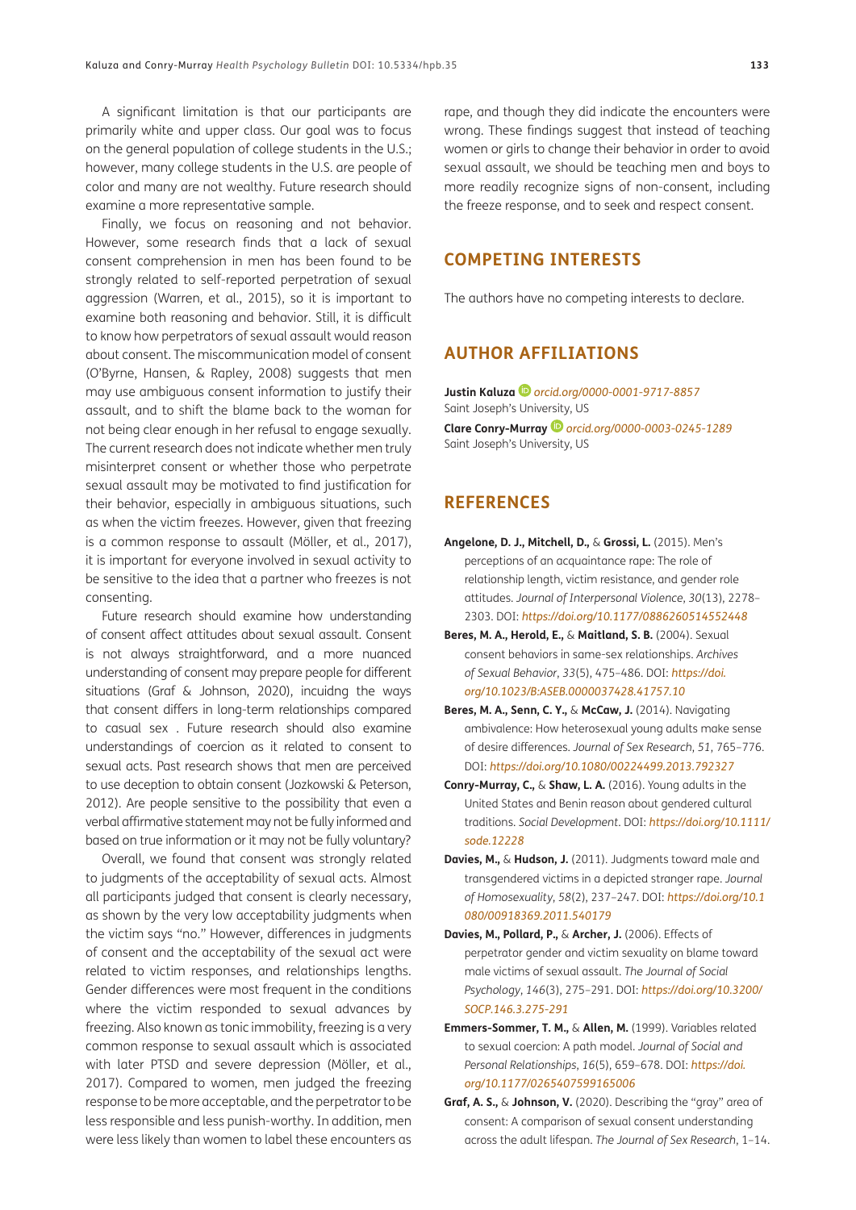A significant limitation is that our participants are primarily white and upper class. Our goal was to focus on the general population of college students in the U.S.; however, many college students in the U.S. are people of color and many are not wealthy. Future research should examine a more representative sample.

Finally, we focus on reasoning and not behavior. However, some research finds that a lack of sexual consent comprehension in men has been found to be strongly related to self-reported perpetration of sexual aggression (Warren, et al., 2015), so it is important to examine both reasoning and behavior. Still, it is difficult to know how perpetrators of sexual assault would reason about consent. The miscommunication model of consent (O'Byrne, Hansen, & Rapley, 2008) suggests that men may use ambiguous consent information to justify their assault, and to shift the blame back to the woman for not being clear enough in her refusal to engage sexually. The current research does not indicate whether men truly misinterpret consent or whether those who perpetrate sexual assault may be motivated to find justification for their behavior, especially in ambiguous situations, such as when the victim freezes. However, given that freezing is a common response to assault (Möller, et al., 2017), it is important for everyone involved in sexual activity to be sensitive to the idea that a partner who freezes is not consenting.

Future research should examine how understanding of consent affect attitudes about sexual assault. Consent is not always straightforward, and a more nuanced understanding of consent may prepare people for different situations (Graf & Johnson, 2020), incuidng the ways that consent differs in long-term relationships compared to casual sex . Future research should also examine understandings of coercion as it related to consent to sexual acts. Past research shows that men are perceived to use deception to obtain consent (Jozkowski & Peterson, 2012). Are people sensitive to the possibility that even a verbal affirmative statement may not be fully informed and based on true information or it may not be fully voluntary?

Overall, we found that consent was strongly related to judgments of the acceptability of sexual acts. Almost all participants judged that consent is clearly necessary, as shown by the very low acceptability judgments when the victim says "no." However, differences in judgments of consent and the acceptability of the sexual act were related to victim responses, and relationships lengths. Gender differences were most frequent in the conditions where the victim responded to sexual advances by freezing. Also known as tonic immobility, freezing is a very common response to sexual assault which is associated with later PTSD and severe depression (Möller, et al., 2017). Compared to women, men judged the freezing response to be more acceptable, and the perpetrator to be less responsible and less punish-worthy. In addition, men were less likely than women to label these encounters as rape, and though they did indicate the encounters were wrong. These findings suggest that instead of teaching women or girls to change their behavior in order to avoid sexual assault, we should be teaching men and boys to more readily recognize signs of non-consent, including the freeze response, and to seek and respect consent.

## COMPETING INTERESTS

The authors have no competing interests to declare.

## AUTHOR AFFILIATIONS

**Justin Kaluza** *orcid.org/0000-0001-9717-8857*
Saint Joseph's University, US

**Clare Conry-Murray** *orcid.org/0000-0003-0245-1289*
Saint Joseph's University, US

## REFERENCES

**Angelone, D. J., Mitchell, D.,** & **Grossi, L.** (2015). Men's perceptions of an acquaintance rape: The role of relationship length, victim resistance, and gender role attitudes. *Journal of Interpersonal Violence*, *30*(13), 2278–2303. DOI: *https://doi.org/10.1177/0886260514552448*

**Beres, M. A., Herold, E.,** & **Maitland, S. B.** (2004). Sexual consent behaviors in same-sex relationships. *Archives of Sexual Behavior*, *33*(5), 475–486. DOI: *https://doi.org/10.1023/B:ASEB.0000037428.41757.10*

**Beres, M. A., Senn, C. Y.,** & **McCaw, J.** (2014). Navigating ambivalence: How heterosexual young adults make sense of desire differences. *Journal of Sex Research*, *51*, 765–776. DOI: *https://doi.org/10.1080/00224499.2013.792327*

**Conry-Murray, C.,** & **Shaw, L. A.** (2016). Young adults in the United States and Benin reason about gendered cultural traditions. *Social Development*. DOI: *https://doi.org/10.1111/sode.12228*

**Davies, M.,** & **Hudson, J.** (2011). Judgments toward male and transgendered victims in a depicted stranger rape. *Journal of Homosexuality*, *58*(2), 237–247. DOI: *https://doi.org/10.1080/00918369.2011.540179*

**Davies, M., Pollard, P.,** & **Archer, J.** (2006). Effects of perpetrator gender and victim sexuality on blame toward male victims of sexual assault. *The Journal of Social Psychology*, *146*(3), 275–291. DOI: *https://doi.org/10.3200/SOCP.146.3.275-291*

**Emmers-Sommer, T. M.,** & **Allen, M.** (1999). Variables related to sexual coercion: A path model. *Journal of Social and Personal Relationships*, *16*(5), 659–678. DOI: *https://doi.org/10.1177/0265407599165006*

**Graf, A. S.,** & **Johnson, V.** (2020). Describing the "gray" area of consent: A comparison of sexual consent understanding across the adult lifespan. *The Journal of Sex Research*, 1–14.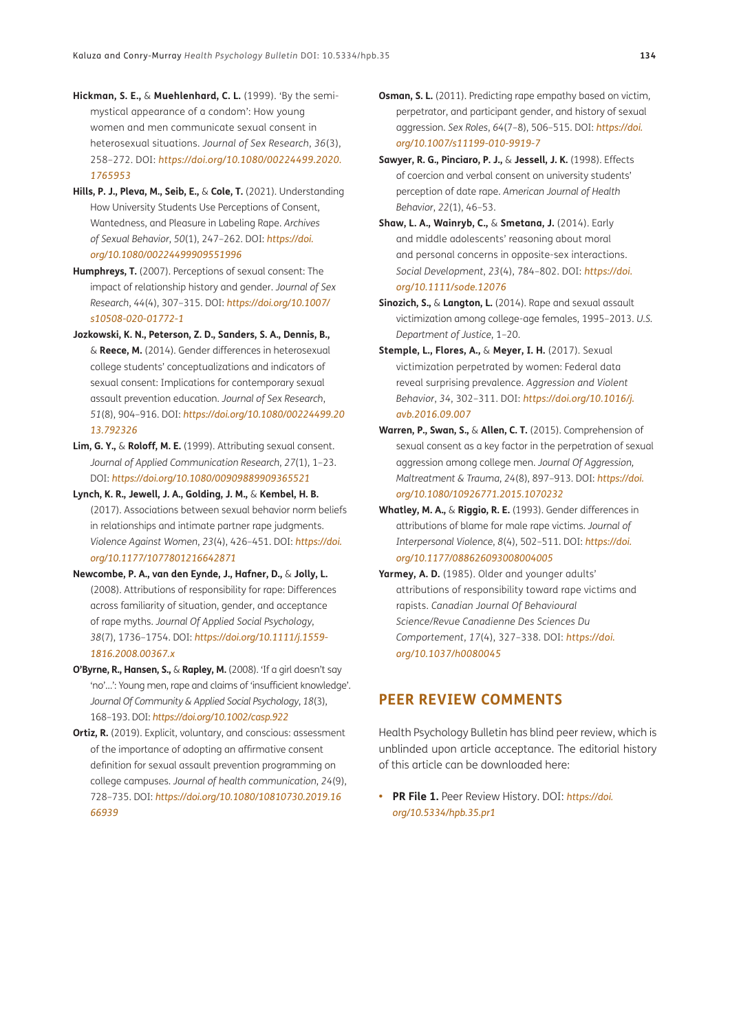**Hickman, S. E.,** & **Muehlenhard, C. L.** (1999). 'By the semi-mystical appearance of a condom': How young women and men communicate sexual consent in heterosexual situations. *Journal of Sex Research*, *36*(3), 258–272. DOI: *https://doi.org/10.1080/00224499.2020.1765953*

**Hills, P. J., Pleva, M., Seib, E.,** & **Cole, T.** (2021). Understanding How University Students Use Perceptions of Consent, Wantedness, and Pleasure in Labeling Rape. *Archives of Sexual Behavior*, *50*(1), 247–262. DOI: *https://doi.org/10.1080/00224499909551996*

**Humphreys, T.** (2007). Perceptions of sexual consent: The impact of relationship history and gender. *Journal of Sex Research*, *44*(4), 307–315. DOI: *https://doi.org/10.1007/s10508-020-01772-1*

**Jozkowski, K. N., Peterson, Z. D., Sanders, S. A., Dennis, B.,** & **Reece, M.** (2014). Gender differences in heterosexual college students' conceptualizations and indicators of sexual consent: Implications for contemporary sexual assault prevention education. *Journal of Sex Research*, *51*(8), 904–916. DOI: *https://doi.org/10.1080/00224499.2013.792326*

**Lim, G. Y.,** & **Roloff, M. E.** (1999). Attributing sexual consent. *Journal of Applied Communication Research*, *27*(1), 1–23. DOI: *https://doi.org/10.1080/00909889909365521*

**Lynch, K. R., Jewell, J. A., Golding, J. M.,** & **Kembel, H. B.** (2017). Associations between sexual behavior norm beliefs in relationships and intimate partner rape judgments. *Violence Against Women*, *23*(4), 426–451. DOI: *https://doi.org/10.1177/1077801216642871*

**Newcombe, P. A., van den Eynde, J., Hafner, D.,** & **Jolly, L.** (2008). Attributions of responsibility for rape: Differences across familiarity of situation, gender, and acceptance of rape myths. *Journal Of Applied Social Psychology*, *38*(7), 1736–1754. DOI: *https://doi.org/10.1111/j.1559-1816.2008.00367.x*

**O'Byrne, R., Hansen, S.,** & **Rapley, M.** (2008). 'If a girl doesn't say 'no'...': Young men, rape and claims of 'insufficient knowledge'. *Journal Of Community & Applied Social Psychology*, *18*(3), 168–193. DOI: *https://doi.org/10.1002/casp.922*

**Ortiz, R.** (2019). Explicit, voluntary, and conscious: assessment of the importance of adopting an affirmative consent definition for sexual assault prevention programming on college campuses. *Journal of health communication*, *24*(9), 728–735. DOI: *https://doi.org/10.1080/10810730.2019.1666939*

**Osman, S. L.** (2011). Predicting rape empathy based on victim, perpetrator, and participant gender, and history of sexual aggression. *Sex Roles*, *64*(7–8), 506–515. DOI: *https://doi.org/10.1007/s11199-010-9919-7*

**Sawyer, R. G., Pinciaro, P. J.,** & **Jessell, J. K.** (1998). Effects of coercion and verbal consent on university students' perception of date rape. *American Journal of Health Behavior*, *22*(1), 46–53.

**Shaw, L. A., Wainryb, C.,** & **Smetana, J.** (2014). Early and middle adolescents' reasoning about moral and personal concerns in opposite-sex interactions. *Social Development*, *23*(4), 784–802. DOI: *https://doi.org/10.1111/sode.12076*

**Sinozich, S.,** & **Langton, L.** (2014). Rape and sexual assault victimization among college-age females, 1995–2013. *U.S. Department of Justice*, 1–20.

**Stemple, L., Flores, A.,** & **Meyer, I. H.** (2017). Sexual victimization perpetrated by women: Federal data reveal surprising prevalence. *Aggression and Violent Behavior*, *34*, 302–311. DOI: *https://doi.org/10.1016/j.avb.2016.09.007*

**Warren, P., Swan, S.,** & **Allen, C. T.** (2015). Comprehension of sexual consent as a key factor in the perpetration of sexual aggression among college men. *Journal Of Aggression, Maltreatment & Trauma*, *24*(8), 897–913. DOI: *https://doi.org/10.1080/10926771.2015.1070232*

**Whatley, M. A.,** & **Riggio, R. E.** (1993). Gender differences in attributions of blame for male rape victims. *Journal of Interpersonal Violence*, *8*(4), 502–511. DOI: *https://doi.org/10.1177/088626093008004005*

**Yarmey, A. D.** (1985). Older and younger adults' attributions of responsibility toward rape victims and rapists. *Canadian Journal Of Behavioural Science/Revue Canadienne Des Sciences Du Comportement*, *17*(4), 327–338. DOI: *https://doi.org/10.1037/h0080045*

## PEER REVIEW COMMENTS

Health Psychology Bulletin has blind peer review, which is unblinded upon article acceptance. The editorial history of this article can be downloaded here:

- **PR File 1.** Peer Review History. DOI: *https://doi.org/10.5334/hpb.35.pr1*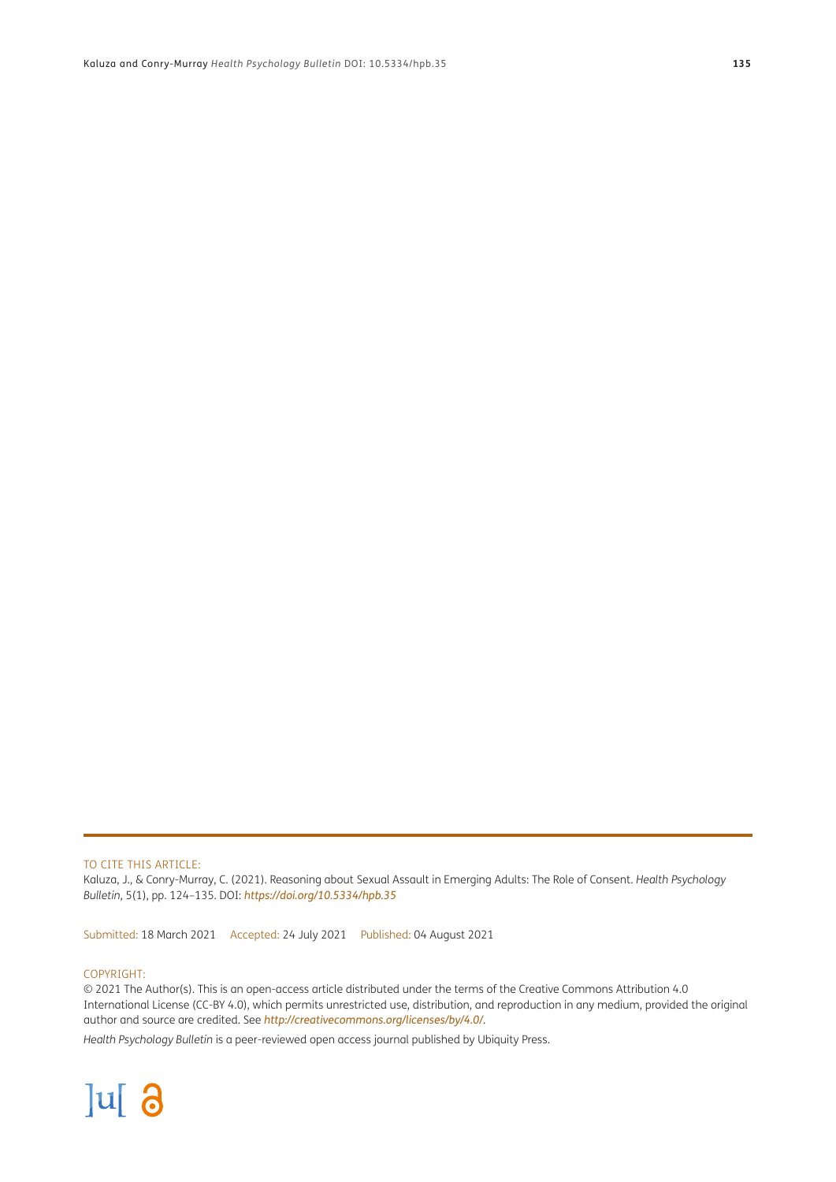TO CITE THIS ARTICLE:

Kaluza, J., & Conry-Murray, C. (2021). Reasoning about Sexual Assault in Emerging Adults: The Role of Consent. *Health Psychology Bulletin*, 5(1), pp. 124–135. DOI: *https://doi.org/10.5334/hpb.35*

Submitted: 18 March 2021 Accepted: 24 July 2021 Published: 04 August 2021

COPYRIGHT:

© 2021 The Author(s). This is an open-access article distributed under the terms of the Creative Commons Attribution 4.0 International License (CC-BY 4.0), which permits unrestricted use, distribution, and reproduction in any medium, provided the original author and source are credited. See *http://creativecommons.org/licenses/by/4.0/*.

*Health Psychology Bulletin* is a peer-reviewed open access journal published by Ubiquity Press.